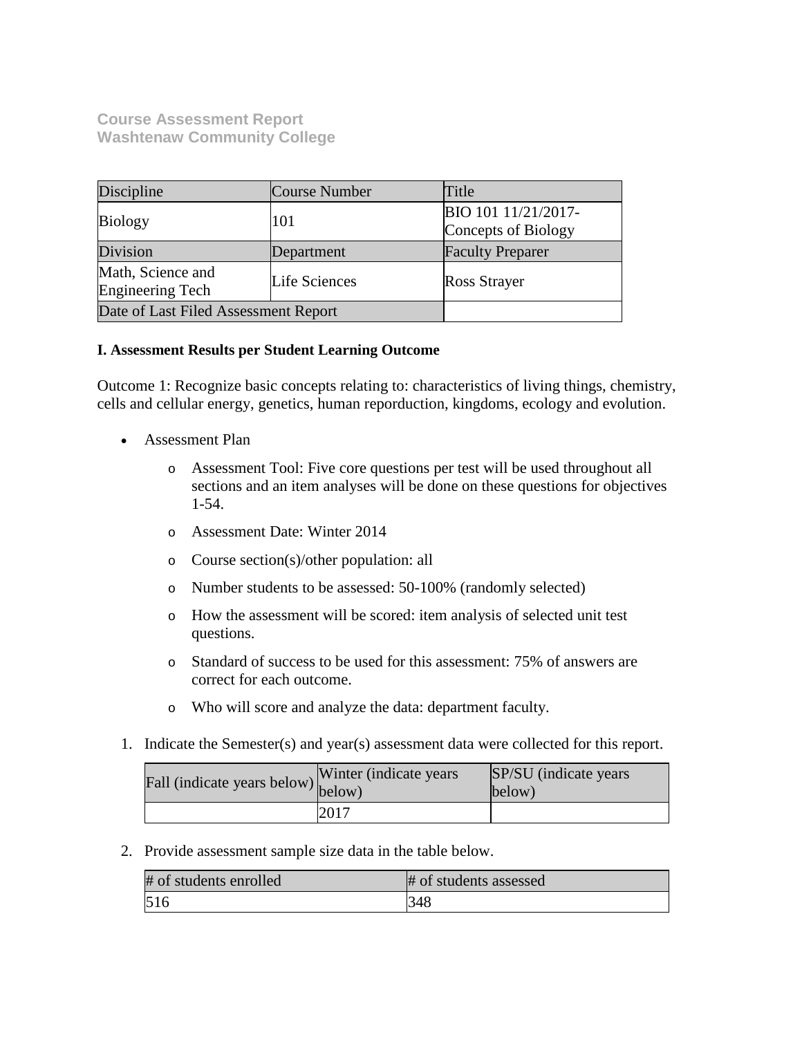**Course Assessment Report**
**Washtenaw Community College**

| Discipline | Course Number | Title |
|---|---|---|
| Biology | 101 | BIO 101 11/21/2017-Concepts of Biology |
| Division | Department | Faculty Preparer |
| Math, Science and Engineering Tech | Life Sciences | Ross Strayer |
| Date of Last Filed Assessment Report | | |

**I. Assessment Results per Student Learning Outcome**

Outcome 1: Recognize basic concepts relating to: characteristics of living things, chemistry, cells and cellular energy, genetics, human reporduction, kingdoms, ecology and evolution.

- Assessment Plan
  - Assessment Tool: Five core questions per test will be used throughout all sections and an item analyses will be done on these questions for objectives 1-54.
  - Assessment Date: Winter 2014
  - Course section(s)/other population: all
  - Number students to be assessed: 50-100% (randomly selected)
  - How the assessment will be scored: item analysis of selected unit test questions.
  - Standard of success to be used for this assessment: 75% of answers are correct for each outcome.
  - Who will score and analyze the data: department faculty.

1. Indicate the Semester(s) and year(s) assessment data were collected for this report.

| Fall (indicate years below) | Winter (indicate years below) | SP/SU (indicate years below) |
|---|---|---|
| | 2017 | |

2. Provide assessment sample size data in the table below.

| # of students enrolled | # of students assessed |
|---|---|
| 516 | 348 |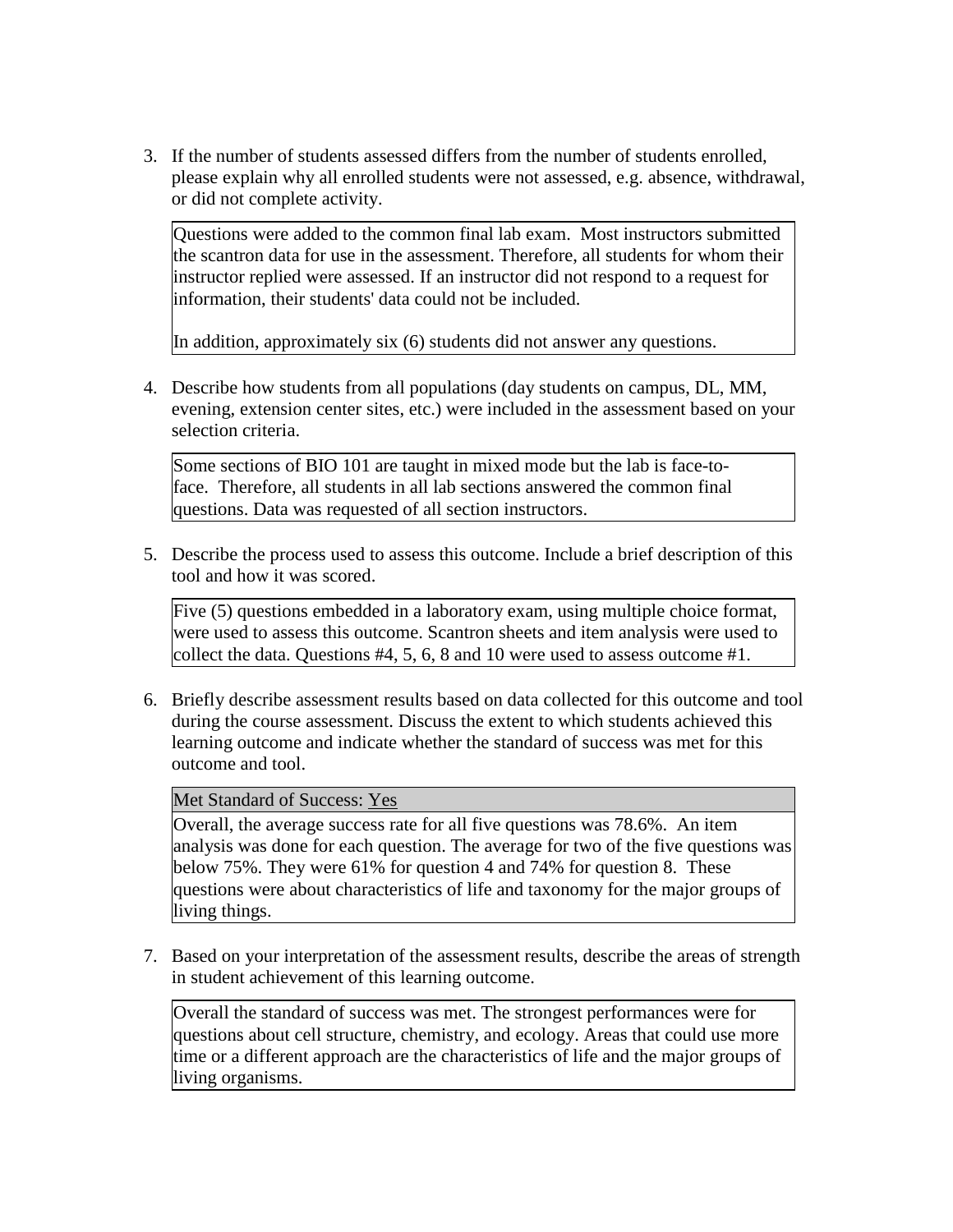3. If the number of students assessed differs from the number of students enrolled, please explain why all enrolled students were not assessed, e.g. absence, withdrawal, or did not complete activity.

   Questions were added to the common final lab exam. Most instructors submitted the scantron data for use in the assessment. Therefore, all students for whom their instructor replied were assessed. If an instructor did not respond to a request for information, their students' data could not be included.

   In addition, approximately six (6) students did not answer any questions.

4. Describe how students from all populations (day students on campus, DL, MM, evening, extension center sites, etc.) were included in the assessment based on your selection criteria.

   Some sections of BIO 101 are taught in mixed mode but the lab is face-to-face. Therefore, all students in all lab sections answered the common final questions. Data was requested of all section instructors.

5. Describe the process used to assess this outcome. Include a brief description of this tool and how it was scored.

   Five (5) questions embedded in a laboratory exam, using multiple choice format, were used to assess this outcome. Scantron sheets and item analysis were used to collect the data. Questions #4, 5, 6, 8 and 10 were used to assess outcome #1.

6. Briefly describe assessment results based on data collected for this outcome and tool during the course assessment. Discuss the extent to which students achieved this learning outcome and indicate whether the standard of success was met for this outcome and tool.

   Met Standard of Success: Yes

   Overall, the average success rate for all five questions was 78.6%. An item analysis was done for each question. The average for two of the five questions was below 75%. They were 61% for question 4 and 74% for question 8. These questions were about characteristics of life and taxonomy for the major groups of living things.

7. Based on your interpretation of the assessment results, describe the areas of strength in student achievement of this learning outcome.

   Overall the standard of success was met. The strongest performances were for questions about cell structure, chemistry, and ecology. Areas that could use more time or a different approach are the characteristics of life and the major groups of living organisms.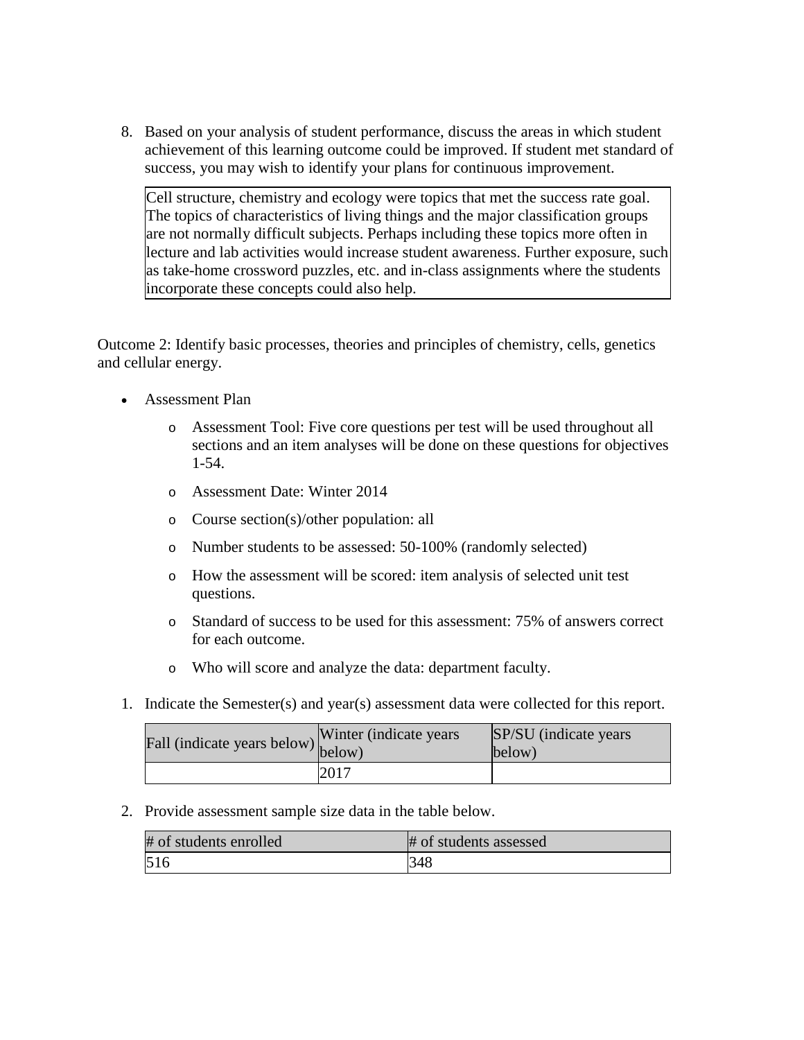8. Based on your analysis of student performance, discuss the areas in which student achievement of this learning outcome could be improved. If student met standard of success, you may wish to identify your plans for continuous improvement.

   | Cell structure, chemistry and ecology were topics that met the success rate goal. The topics of characteristics of living things and the major classification groups are not normally difficult subjects. Perhaps including these topics more often in lecture and lab activities would increase student awareness. Further exposure, such as take-home crossword puzzles, etc. and in-class assignments where the students incorporate these concepts could also help. |
   |---|

Outcome 2: Identify basic processes, theories and principles of chemistry, cells, genetics and cellular energy.

- Assessment Plan
  - Assessment Tool: Five core questions per test will be used throughout all sections and an item analyses will be done on these questions for objectives 1-54.
  - Assessment Date: Winter 2014
  - Course section(s)/other population: all
  - Number students to be assessed: 50-100% (randomly selected)
  - How the assessment will be scored: item analysis of selected unit test questions.
  - Standard of success to be used for this assessment: 75% of answers correct for each outcome.
  - Who will score and analyze the data: department faculty.

1. Indicate the Semester(s) and year(s) assessment data were collected for this report.

   | Fall (indicate years below) | Winter (indicate years below) | SP/SU (indicate years below) |
   |---|---|---|
   |  | 2017 |  |

2. Provide assessment sample size data in the table below.

   | # of students enrolled | # of students assessed |
   |---|---|
   | 516 | 348 |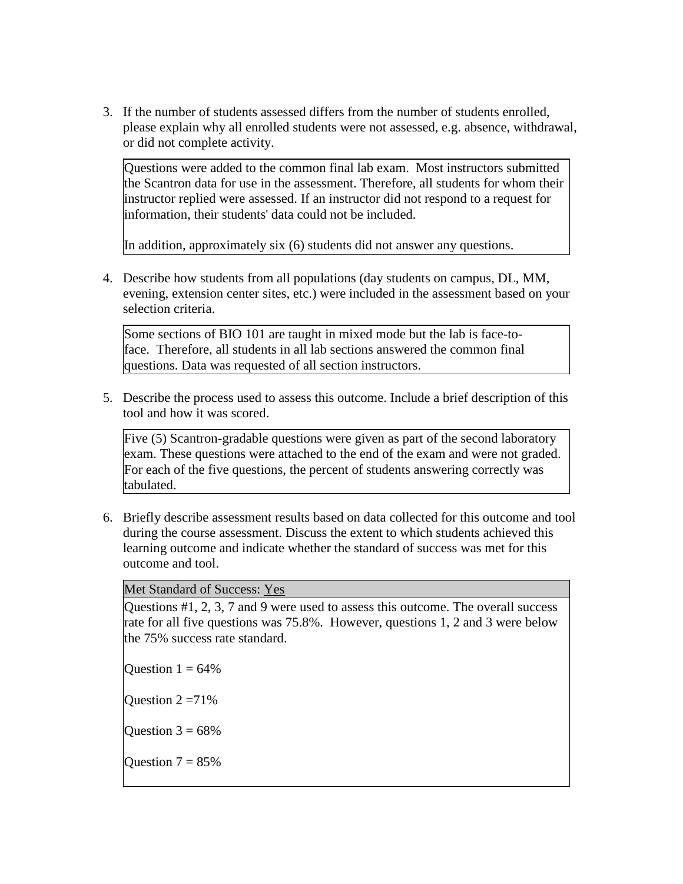3. If the number of students assessed differs from the number of students enrolled, please explain why all enrolled students were not assessed, e.g. absence, withdrawal, or did not complete activity.

> Questions were added to the common final lab exam. Most instructors submitted the Scantron data for use in the assessment. Therefore, all students for whom their instructor replied were assessed. If an instructor did not respond to a request for information, their students' data could not be included.
>
> In addition, approximately six (6) students did not answer any questions.

4. Describe how students from all populations (day students on campus, DL, MM, evening, extension center sites, etc.) were included in the assessment based on your selection criteria.

> Some sections of BIO 101 are taught in mixed mode but the lab is face-to-face. Therefore, all students in all lab sections answered the common final questions. Data was requested of all section instructors.

5. Describe the process used to assess this outcome. Include a brief description of this tool and how it was scored.

> Five (5) Scantron-gradable questions were given as part of the second laboratory exam. These questions were attached to the end of the exam and were not graded. For each of the five questions, the percent of students answering correctly was tabulated.

6. Briefly describe assessment results based on data collected for this outcome and tool during the course assessment. Discuss the extent to which students achieved this learning outcome and indicate whether the standard of success was met for this outcome and tool.

> Met Standard of Success: Yes
>
> Questions #1, 2, 3, 7 and 9 were used to assess this outcome. The overall success rate for all five questions was 75.8%. However, questions 1, 2 and 3 were below the 75% success rate standard.
>
> Question 1 = 64%
>
> Question 2 =71%
>
> Question 3 = 68%
>
> Question 7 = 85%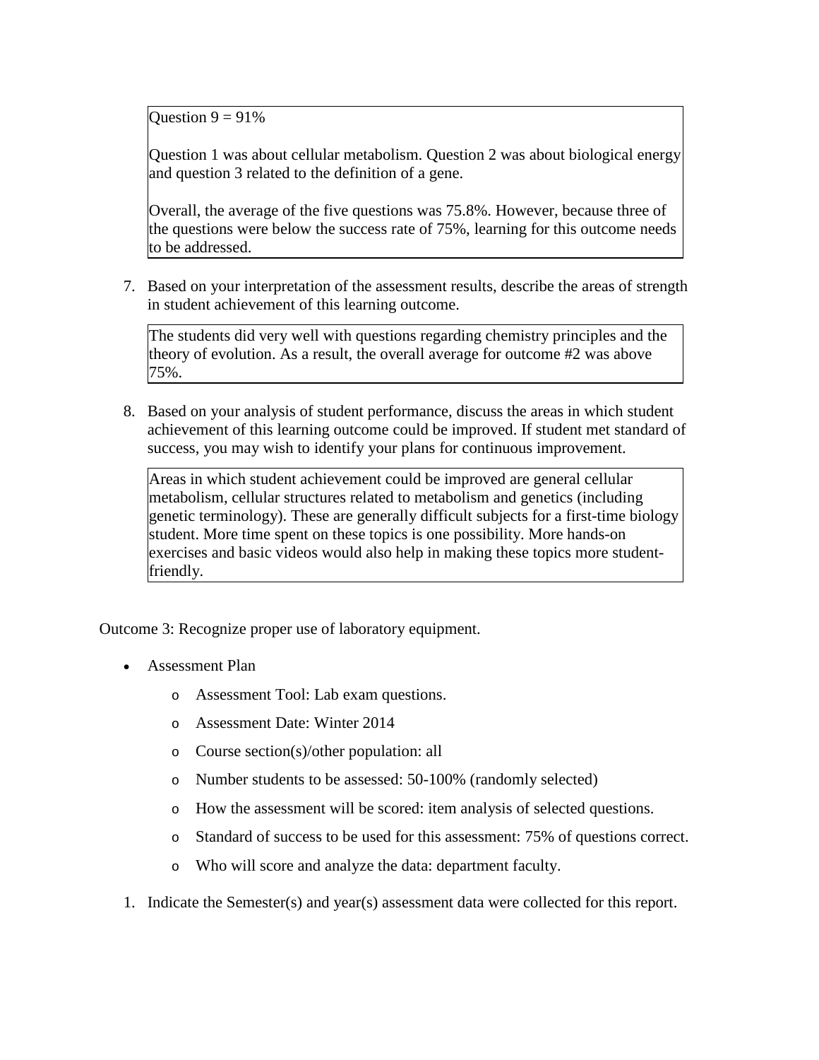Question 9 = 91%

Question 1 was about cellular metabolism. Question 2 was about biological energy and question 3 related to the definition of a gene.

Overall, the average of the five questions was 75.8%. However, because three of the questions were below the success rate of 75%, learning for this outcome needs to be addressed.

7. Based on your interpretation of the assessment results, describe the areas of strength in student achievement of this learning outcome.

The students did very well with questions regarding chemistry principles and the theory of evolution. As a result, the overall average for outcome #2 was above 75%.

8. Based on your analysis of student performance, discuss the areas in which student achievement of this learning outcome could be improved. If student met standard of success, you may wish to identify your plans for continuous improvement.

Areas in which student achievement could be improved are general cellular metabolism, cellular structures related to metabolism and genetics (including genetic terminology). These are generally difficult subjects for a first-time biology student. More time spent on these topics is one possibility. More hands-on exercises and basic videos would also help in making these topics more student-friendly.

Outcome 3: Recognize proper use of laboratory equipment.

- Assessment Plan
  - Assessment Tool: Lab exam questions.
  - Assessment Date: Winter 2014
  - Course section(s)/other population: all
  - Number students to be assessed: 50-100% (randomly selected)
  - How the assessment will be scored: item analysis of selected questions.
  - Standard of success to be used for this assessment: 75% of questions correct.
  - Who will score and analyze the data: department faculty.

1. Indicate the Semester(s) and year(s) assessment data were collected for this report.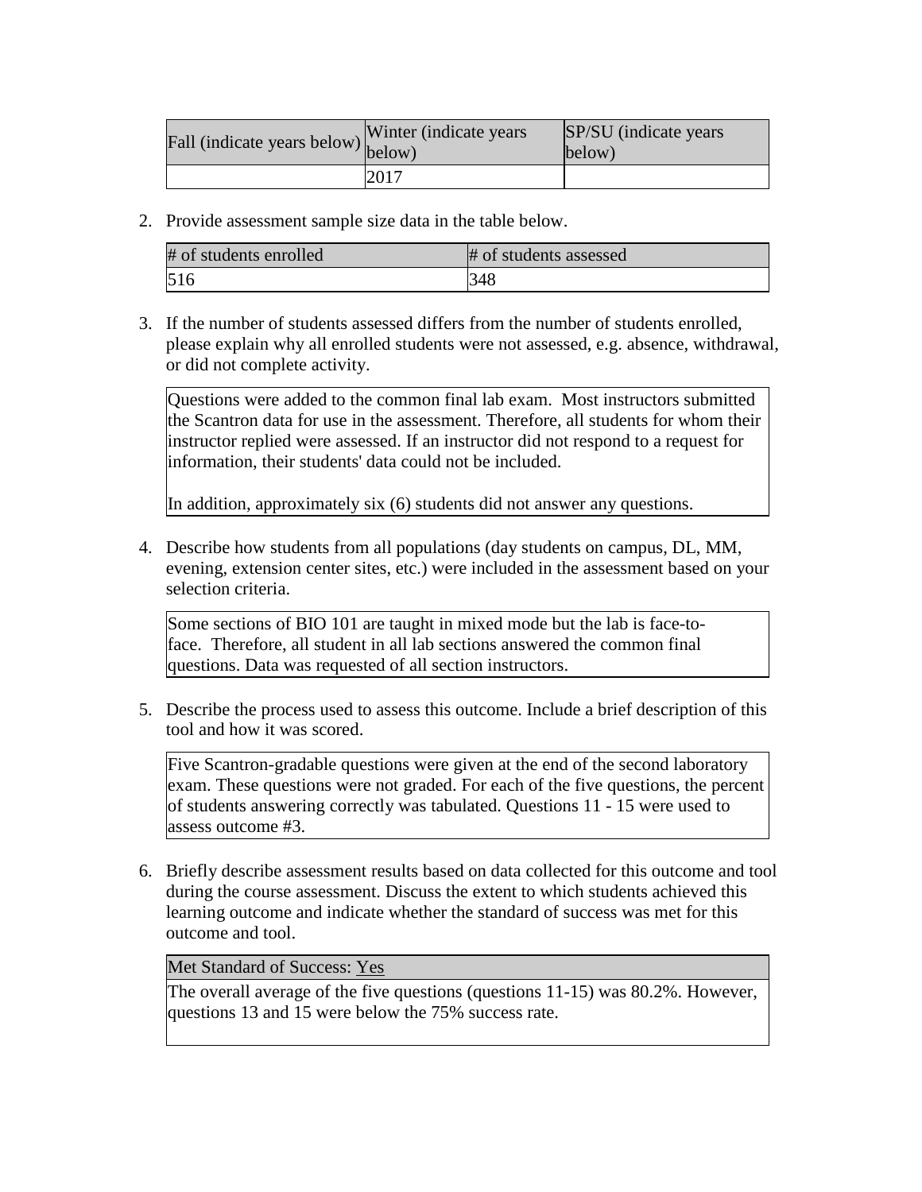| Fall (indicate years below) | Winter (indicate years below) | SP/SU (indicate years below) |
|---|---|---|
| | 2017 | |

2. Provide assessment sample size data in the table below.

| # of students enrolled | # of students assessed |
|---|---|
| 516 | 348 |

3. If the number of students assessed differs from the number of students enrolled, please explain why all enrolled students were not assessed, e.g. absence, withdrawal, or did not complete activity.

| Questions were added to the common final lab exam. Most instructors submitted the Scantron data for use in the assessment. Therefore, all students for whom their instructor replied were assessed. If an instructor did not respond to a request for information, their students' data could not be included.<br><br>In addition, approximately six (6) students did not answer any questions. |
|---|

4. Describe how students from all populations (day students on campus, DL, MM, evening, extension center sites, etc.) were included in the assessment based on your selection criteria.

| Some sections of BIO 101 are taught in mixed mode but the lab is face-to-face. Therefore, all student in all lab sections answered the common final questions. Data was requested of all section instructors. |
|---|

5. Describe the process used to assess this outcome. Include a brief description of this tool and how it was scored.

| Five Scantron-gradable questions were given at the end of the second laboratory exam. These questions were not graded. For each of the five questions, the percent of students answering correctly was tabulated. Questions 11 - 15 were used to assess outcome #3. |
|---|

6. Briefly describe assessment results based on data collected for this outcome and tool during the course assessment. Discuss the extent to which students achieved this learning outcome and indicate whether the standard of success was met for this outcome and tool.

| Met Standard of Success: Yes |
|---|
| The overall average of the five questions (questions 11-15) was 80.2%. However, questions 13 and 15 were below the 75% success rate. |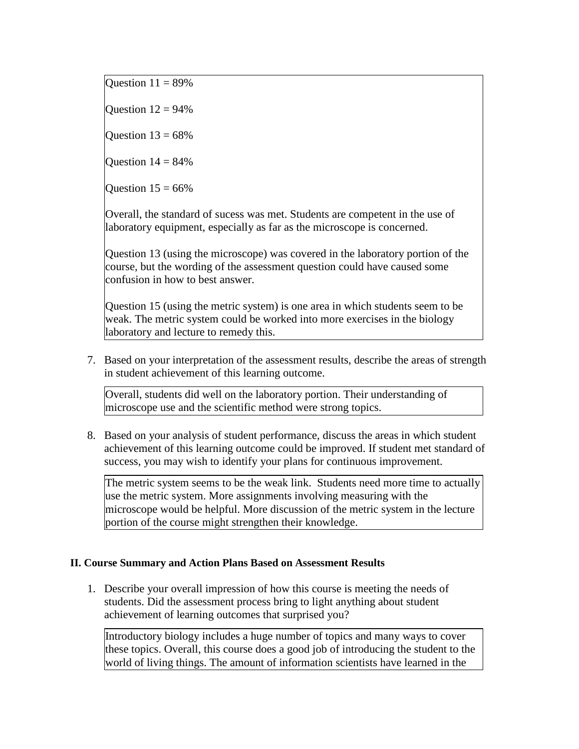Question 11 = 89%

Question 12 = 94%

Question 13 = 68%

Question 14 = 84%

Question 15 = 66%

Overall, the standard of sucess was met. Students are competent in the use of laboratory equipment, especially as far as the microscope is concerned.

Question 13 (using the microscope) was covered in the laboratory portion of the course, but the wording of the assessment question could have caused some confusion in how to best answer.

Question 15 (using the metric system) is one area in which students seem to be weak. The metric system could be worked into more exercises in the biology laboratory and lecture to remedy this.

7. Based on your interpretation of the assessment results, describe the areas of strength in student achievement of this learning outcome.

Overall, students did well on the laboratory portion. Their understanding of microscope use and the scientific method were strong topics.

8. Based on your analysis of student performance, discuss the areas in which student achievement of this learning outcome could be improved. If student met standard of success, you may wish to identify your plans for continuous improvement.

The metric system seems to be the weak link. Students need more time to actually use the metric system. More assignments involving measuring with the microscope would be helpful. More discussion of the metric system in the lecture portion of the course might strengthen their knowledge.

**II. Course Summary and Action Plans Based on Assessment Results**

1. Describe your overall impression of how this course is meeting the needs of students. Did the assessment process bring to light anything about student achievement of learning outcomes that surprised you?

Introductory biology includes a huge number of topics and many ways to cover these topics. Overall, this course does a good job of introducing the student to the world of living things. The amount of information scientists have learned in the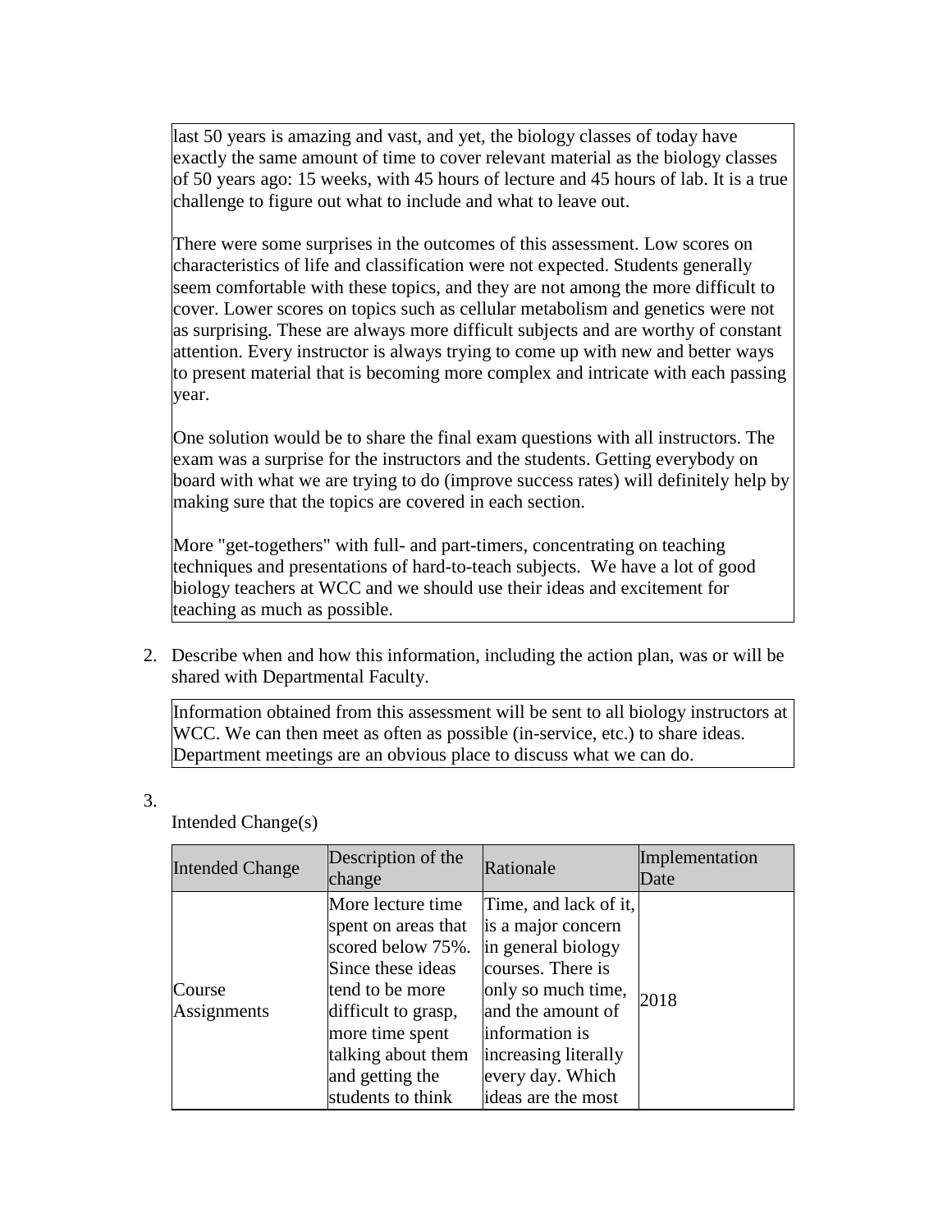last 50 years is amazing and vast, and yet, the biology classes of today have exactly the same amount of time to cover relevant material as the biology classes of 50 years ago: 15 weeks, with 45 hours of lecture and 45 hours of lab. It is a true challenge to figure out what to include and what to leave out.

There were some surprises in the outcomes of this assessment. Low scores on characteristics of life and classification were not expected. Students generally seem comfortable with these topics, and they are not among the more difficult to cover. Lower scores on topics such as cellular metabolism and genetics were not as surprising. These are always more difficult subjects and are worthy of constant attention. Every instructor is always trying to come up with new and better ways to present material that is becoming more complex and intricate with each passing year.

One solution would be to share the final exam questions with all instructors. The exam was a surprise for the instructors and the students. Getting everybody on board with what we are trying to do (improve success rates) will definitely help by making sure that the topics are covered in each section.

More "get-togethers" with full- and part-timers, concentrating on teaching techniques and presentations of hard-to-teach subjects. We have a lot of good biology teachers at WCC and we should use their ideas and excitement for teaching as much as possible.

2. Describe when and how this information, including the action plan, was or will be shared with Departmental Faculty.

Information obtained from this assessment will be sent to all biology instructors at WCC. We can then meet as often as possible (in-service, etc.) to share ideas. Department meetings are an obvious place to discuss what we can do.

3. Intended Change(s)

| Intended Change | Description of the change | Rationale | Implementation Date |
| --- | --- | --- | --- |
| Course Assignments | More lecture time spent on areas that scored below 75%. Since these ideas tend to be more difficult to grasp, more time spent talking about them and getting the students to think | Time, and lack of it, is a major concern in general biology courses. There is only so much time, and the amount of information is increasing literally every day. Which ideas are the most | 2018 |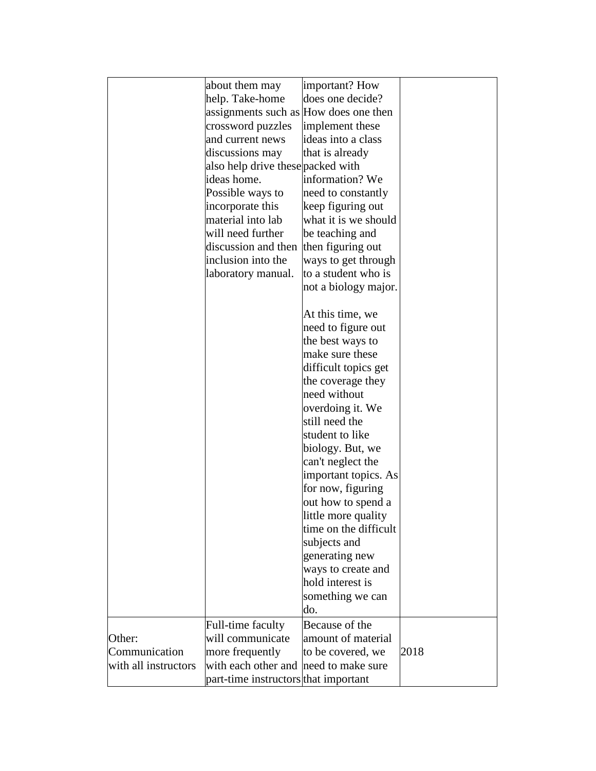|  |  |  |  |
|---|---|---|---|
|  | about them may help. Take-home assignments such as crossword puzzles and current news discussions may also help drive these ideas home. Possible ways to incorporate this material into lab will need further discussion and then inclusion into the laboratory manual. | important? How does one decide? How does one then implement these ideas into a class that is already packed with information? We need to constantly keep figuring out what it is we should be teaching and then figuring out ways to get through to a student who is not a biology major.<br><br>At this time, we need to figure out the best ways to make sure these difficult topics get the coverage they need without overdoing it. We still need the student to like biology. But, we can't neglect the important topics. As for now, figuring out how to spend a little more quality time on the difficult subjects and generating new ways to create and hold interest is something we can do. |  |
| Other: Communication with all instructors | Full-time faculty will communicate more frequently with each other and part-time instructors | Because of the amount of material to be covered, we need to make sure that important | 2018 |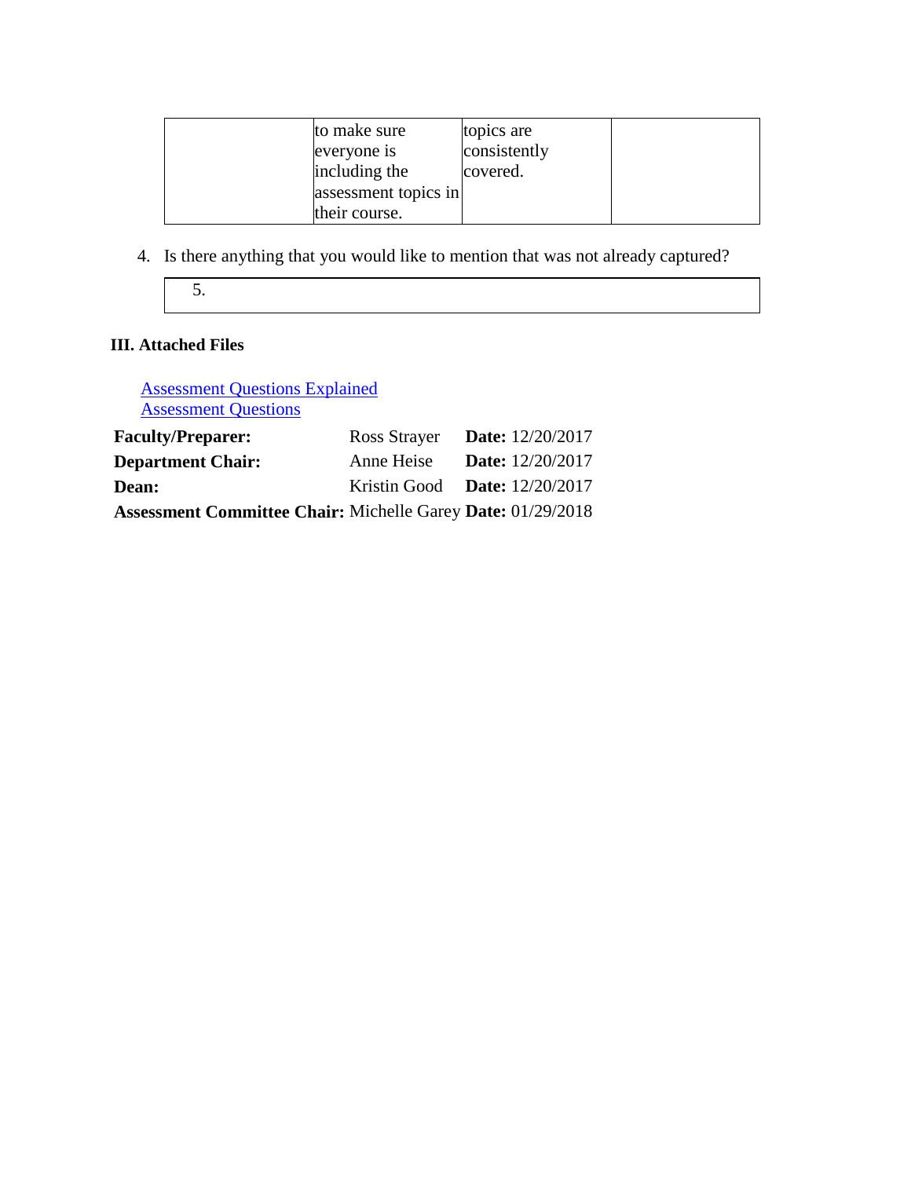|  | to make sure everyone is including the assessment topics in their course. | topics are consistently covered. |  |
|---|---|---|---|

4. Is there anything that you would like to mention that was not already captured?

| 5. |
|---|

**III. Attached Files**

[Assessment Questions Explained](Assessment Questions Explained)
[Assessment Questions](Assessment Questions)

| | | |
|---|---|---|
| **Faculty/Preparer:** | Ross Strayer | **Date:** 12/20/2017 |
| **Department Chair:** | Anne Heise | **Date:** 12/20/2017 |
| **Dean:** | Kristin Good | **Date:** 12/20/2017 |
| **Assessment Committee Chair:** | Michelle Garey | **Date:** 01/29/2018 |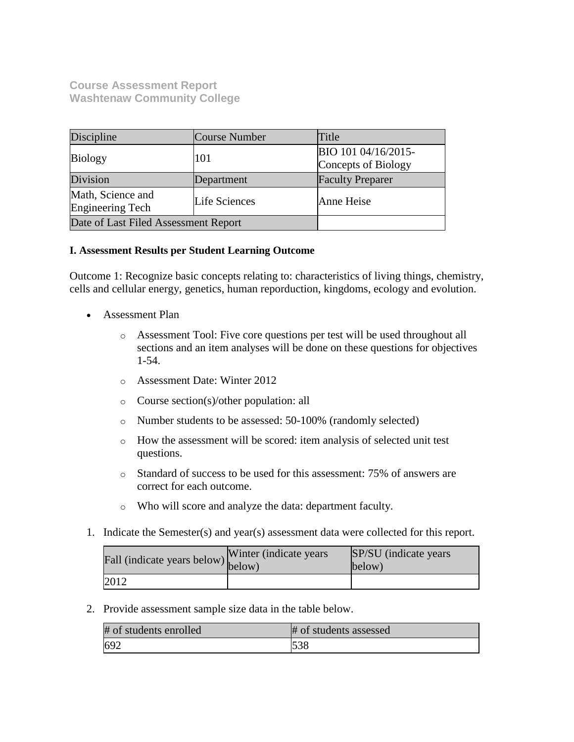**Course Assessment Report**
**Washtenaw Community College**

| Discipline | Course Number | Title |
| --- | --- | --- |
| Biology | 101 | BIO 101 04/16/2015- Concepts of Biology |
| Division | Department | Faculty Preparer |
| Math, Science and Engineering Tech | Life Sciences | Anne Heise |
| Date of Last Filed Assessment Report | | |

**I. Assessment Results per Student Learning Outcome**

Outcome 1: Recognize basic concepts relating to: characteristics of living things, chemistry, cells and cellular energy, genetics, human reporduction, kingdoms, ecology and evolution.

- Assessment Plan
    - Assessment Tool: Five core questions per test will be used throughout all sections and an item analyses will be done on these questions for objectives 1-54.
    - Assessment Date: Winter 2012
    - Course section(s)/other population: all
    - Number students to be assessed: 50-100% (randomly selected)
    - How the assessment will be scored: item analysis of selected unit test questions.
    - Standard of success to be used for this assessment: 75% of answers are correct for each outcome.
    - Who will score and analyze the data: department faculty.

1. Indicate the Semester(s) and year(s) assessment data were collected for this report.

| Fall (indicate years below) | Winter (indicate years below) | SP/SU (indicate years below) |
| --- | --- | --- |
| 2012 | | |

2. Provide assessment sample size data in the table below.

| # of students enrolled | # of students assessed |
| --- | --- |
| 692 | 538 |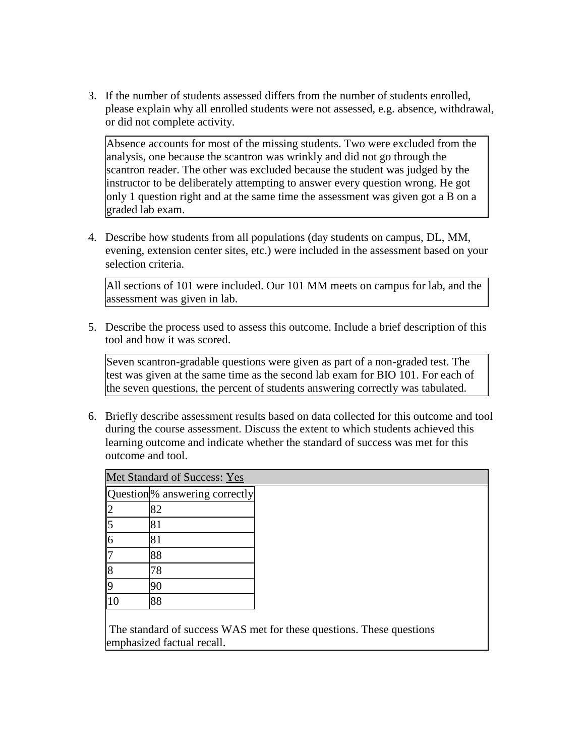3. If the number of students assessed differs from the number of students enrolled, please explain why all enrolled students were not assessed, e.g. absence, withdrawal, or did not complete activity.

   Absence accounts for most of the missing students. Two were excluded from the analysis, one because the scantron was wrinkly and did not go through the scantron reader. The other was excluded because the student was judged by the instructor to be deliberately attempting to answer every question wrong. He got only 1 question right and at the same time the assessment was given got a B on a graded lab exam.

4. Describe how students from all populations (day students on campus, DL, MM, evening, extension center sites, etc.) were included in the assessment based on your selection criteria.

   All sections of 101 were included. Our 101 MM meets on campus for lab, and the assessment was given in lab.

5. Describe the process used to assess this outcome. Include a brief description of this tool and how it was scored.

   Seven scantron-gradable questions were given as part of a non-graded test. The test was given at the same time as the second lab exam for BIO 101. For each of the seven questions, the percent of students answering correctly was tabulated.

6. Briefly describe assessment results based on data collected for this outcome and tool during the course assessment. Discuss the extent to which students achieved this learning outcome and indicate whether the standard of success was met for this outcome and tool.

   Met Standard of Success: Yes

   | Question | % answering correctly |
   | --- | --- |
   | 2 | 82 |
   | 5 | 81 |
   | 6 | 81 |
   | 7 | 88 |
   | 8 | 78 |
   | 9 | 90 |
   | 10 | 88 |

   The standard of success WAS met for these questions. These questions emphasized factual recall.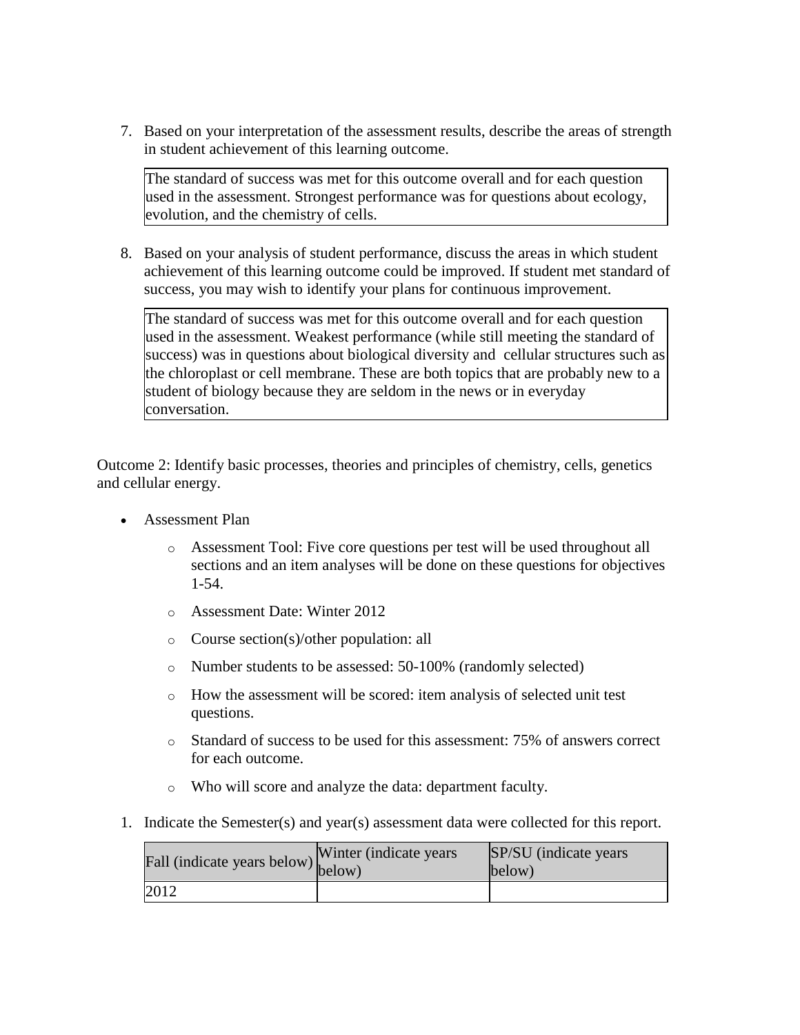7. Based on your interpretation of the assessment results, describe the areas of strength in student achievement of this learning outcome.

| The standard of success was met for this outcome overall and for each question used in the assessment. Strongest performance was for questions about ecology, evolution, and the chemistry of cells. |
|---|

8. Based on your analysis of student performance, discuss the areas in which student achievement of this learning outcome could be improved. If student met standard of success, you may wish to identify your plans for continuous improvement.

| The standard of success was met for this outcome overall and for each question used in the assessment. Weakest performance (while still meeting the standard of success) was in questions about biological diversity and cellular structures such as the chloroplast or cell membrane. These are both topics that are probably new to a student of biology because they are seldom in the news or in everyday conversation. |
|---|

Outcome 2: Identify basic processes, theories and principles of chemistry, cells, genetics and cellular energy.

- Assessment Plan
  - Assessment Tool: Five core questions per test will be used throughout all sections and an item analyses will be done on these questions for objectives 1-54.
  - Assessment Date: Winter 2012
  - Course section(s)/other population: all
  - Number students to be assessed: 50-100% (randomly selected)
  - How the assessment will be scored: item analysis of selected unit test questions.
  - Standard of success to be used for this assessment: 75% of answers correct for each outcome.
  - Who will score and analyze the data: department faculty.

1. Indicate the Semester(s) and year(s) assessment data were collected for this report.

| Fall (indicate years below) | Winter (indicate years below) | SP/SU (indicate years below) |
|---|---|---|
| 2012 | | |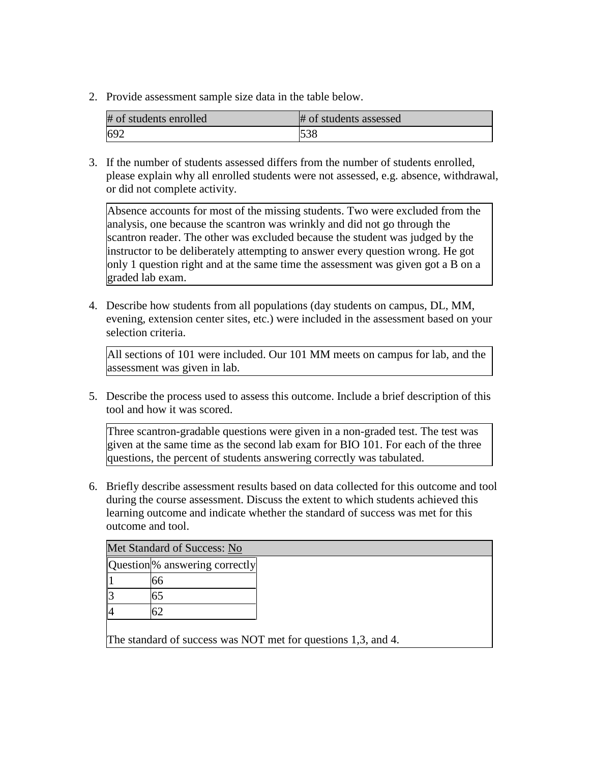2. Provide assessment sample size data in the table below.

| # of students enrolled | # of students assessed |
|---|---|
| 692 | 538 |

3. If the number of students assessed differs from the number of students enrolled, please explain why all enrolled students were not assessed, e.g. absence, withdrawal, or did not complete activity.

Absence accounts for most of the missing students. Two were excluded from the analysis, one because the scantron was wrinkly and did not go through the scantron reader. The other was excluded because the student was judged by the instructor to be deliberately attempting to answer every question wrong. He got only 1 question right and at the same time the assessment was given got a B on a graded lab exam.

4. Describe how students from all populations (day students on campus, DL, MM, evening, extension center sites, etc.) were included in the assessment based on your selection criteria.

All sections of 101 were included. Our 101 MM meets on campus for lab, and the assessment was given in lab.

5. Describe the process used to assess this outcome. Include a brief description of this tool and how it was scored.

Three scantron-gradable questions were given in a non-graded test. The test was given at the same time as the second lab exam for BIO 101. For each of the three questions, the percent of students answering correctly was tabulated.

6. Briefly describe assessment results based on data collected for this outcome and tool during the course assessment. Discuss the extent to which students achieved this learning outcome and indicate whether the standard of success was met for this outcome and tool.

Met Standard of Success: No

| Question | % answering correctly |
|---|---|
| 1 | 66 |
| 3 | 65 |
| 4 | 62 |

The standard of success was NOT met for questions 1,3, and 4.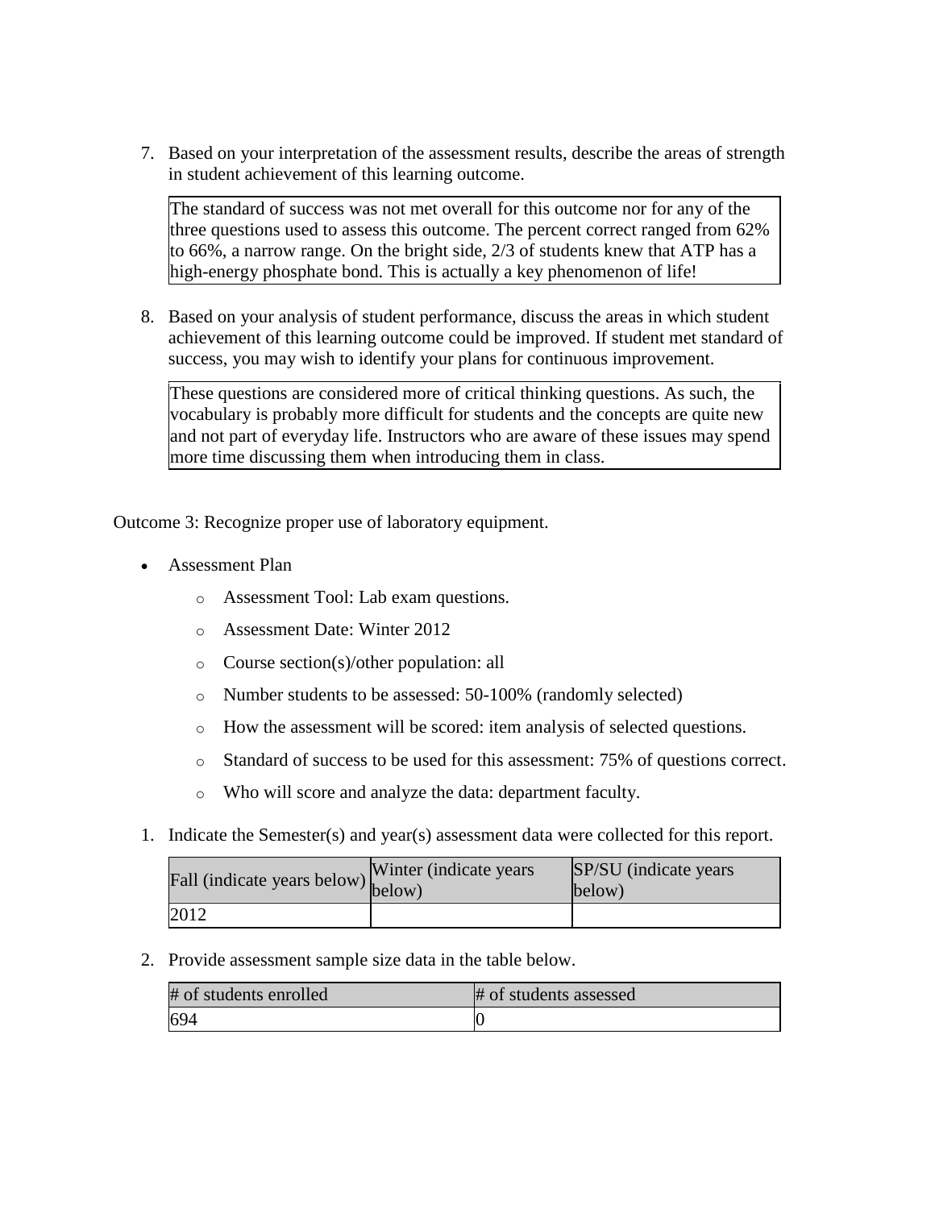7. Based on your interpretation of the assessment results, describe the areas of strength in student achievement of this learning outcome.

| The standard of success was not met overall for this outcome nor for any of the three questions used to assess this outcome. The percent correct ranged from 62% to 66%, a narrow range. On the bright side, 2/3 of students knew that ATP has a high-energy phosphate bond. This is actually a key phenomenon of life! |
|---|

8. Based on your analysis of student performance, discuss the areas in which student achievement of this learning outcome could be improved. If student met standard of success, you may wish to identify your plans for continuous improvement.

| These questions are considered more of critical thinking questions. As such, the vocabulary is probably more difficult for students and the concepts are quite new and not part of everyday life. Instructors who are aware of these issues may spend more time discussing them when introducing them in class. |
|---|

Outcome 3: Recognize proper use of laboratory equipment.

- Assessment Plan
  - Assessment Tool: Lab exam questions.
  - Assessment Date: Winter 2012
  - Course section(s)/other population: all
  - Number students to be assessed: 50-100% (randomly selected)
  - How the assessment will be scored: item analysis of selected questions.
  - Standard of success to be used for this assessment: 75% of questions correct.
  - Who will score and analyze the data: department faculty.

1. Indicate the Semester(s) and year(s) assessment data were collected for this report.

| Fall (indicate years below) | Winter (indicate years below) | SP/SU (indicate years below) |
|---|---|---|
| 2012 | | |

2. Provide assessment sample size data in the table below.

| # of students enrolled | # of students assessed |
|---|---|
| 694 | 0 |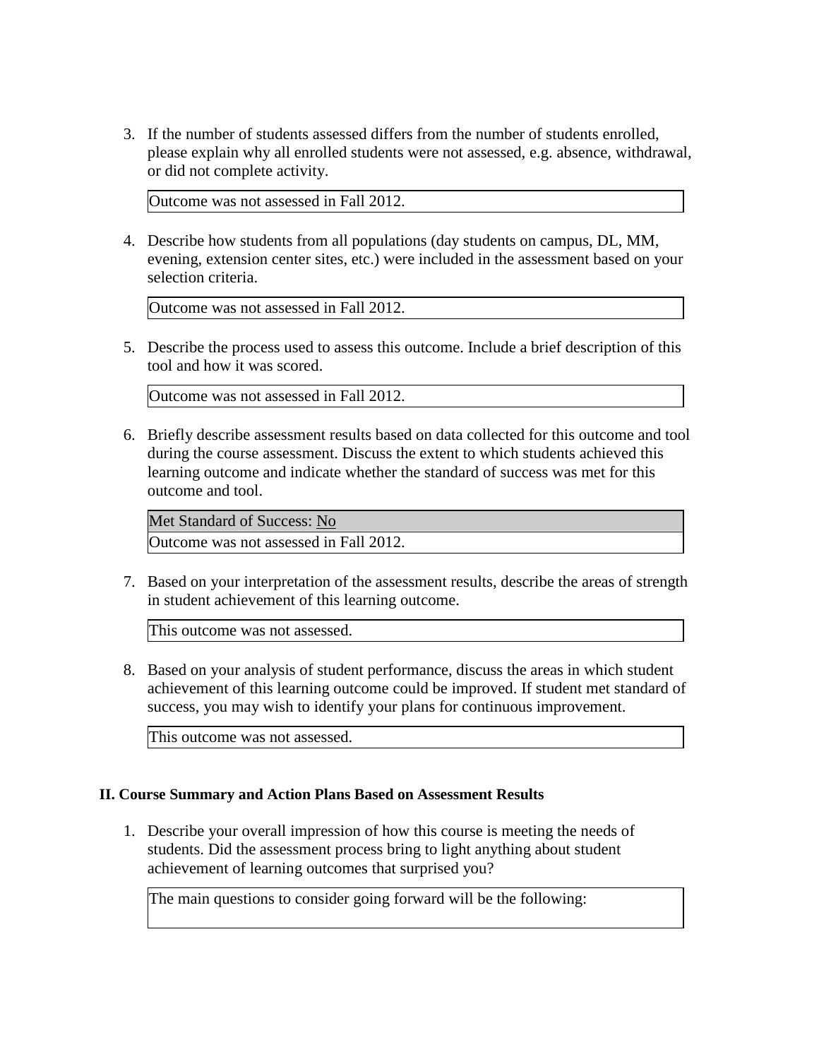3. If the number of students assessed differs from the number of students enrolled, please explain why all enrolled students were not assessed, e.g. absence, withdrawal, or did not complete activity.

| Outcome was not assessed in Fall 2012. |
|---|

4. Describe how students from all populations (day students on campus, DL, MM, evening, extension center sites, etc.) were included in the assessment based on your selection criteria.

| Outcome was not assessed in Fall 2012. |
|---|

5. Describe the process used to assess this outcome. Include a brief description of this tool and how it was scored.

| Outcome was not assessed in Fall 2012. |
|---|

6. Briefly describe assessment results based on data collected for this outcome and tool during the course assessment. Discuss the extent to which students achieved this learning outcome and indicate whether the standard of success was met for this outcome and tool.

| Met Standard of Success: No |
|---|
| Outcome was not assessed in Fall 2012. |

7. Based on your interpretation of the assessment results, describe the areas of strength in student achievement of this learning outcome.

| This outcome was not assessed. |
|---|

8. Based on your analysis of student performance, discuss the areas in which student achievement of this learning outcome could be improved. If student met standard of success, you may wish to identify your plans for continuous improvement.

| This outcome was not assessed. |
|---|

**II. Course Summary and Action Plans Based on Assessment Results**

1. Describe your overall impression of how this course is meeting the needs of students. Did the assessment process bring to light anything about student achievement of learning outcomes that surprised you?

| The main questions to consider going forward will be the following: |
|---|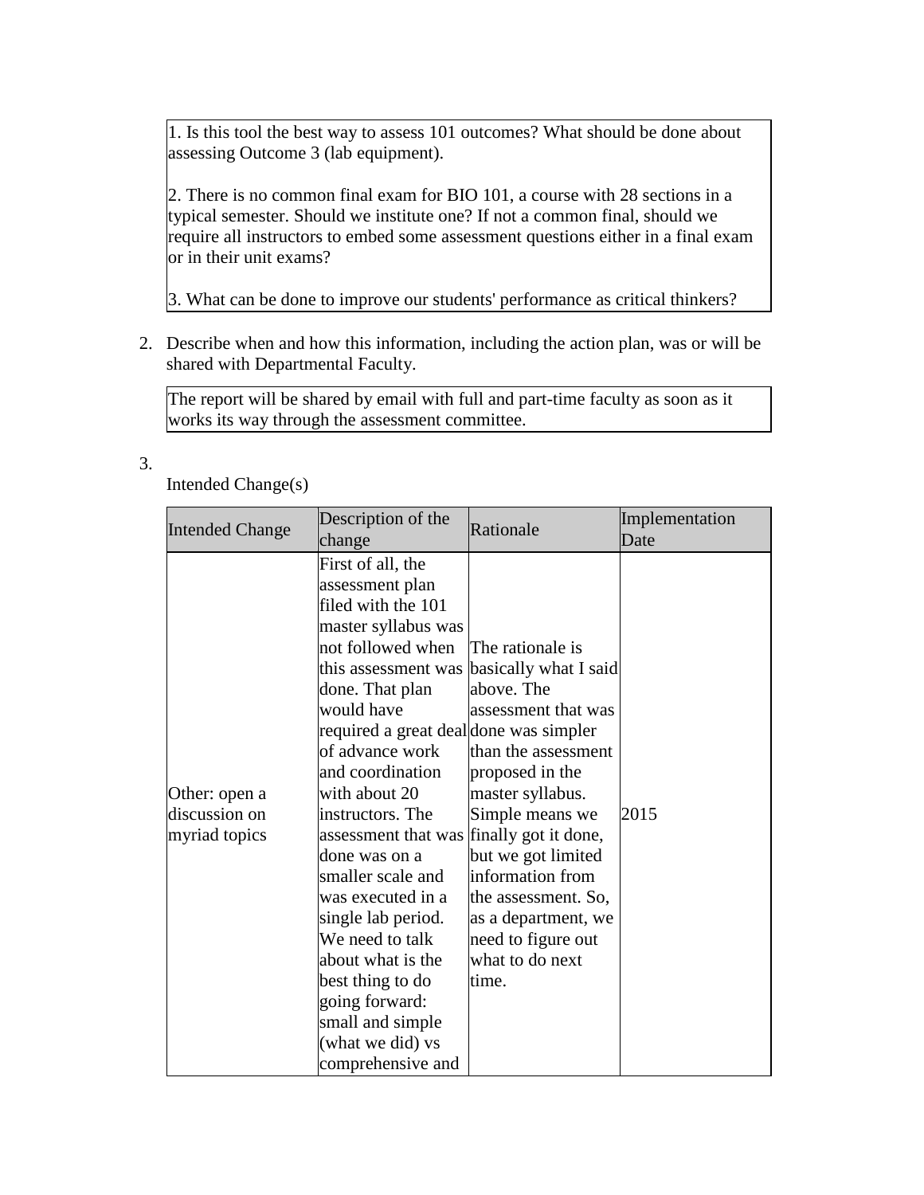1. Is this tool the best way to assess 101 outcomes? What should be done about assessing Outcome 3 (lab equipment).

2. There is no common final exam for BIO 101, a course with 28 sections in a typical semester. Should we institute one? If not a common final, should we require all instructors to embed some assessment questions either in a final exam or in their unit exams?

3. What can be done to improve our students' performance as critical thinkers?

2. Describe when and how this information, including the action plan, was or will be shared with Departmental Faculty.

The report will be shared by email with full and part-time faculty as soon as it works its way through the assessment committee.

3.

Intended Change(s)

| Intended Change | Description of the change | Rationale | Implementation Date |
|---|---|---|---|
| Other: open a discussion on myriad topics | First of all, the assessment plan filed with the 101 master syllabus was not followed when this assessment was done. That plan would have required a great deal of advance work and coordination with about 20 instructors. The assessment that was done was on a smaller scale and was executed in a single lab period. We need to talk about what is the best thing to do going forward: small and simple (what we did) vs comprehensive and | The rationale is basically what I said above. The assessment that was done was simpler than the assessment proposed in the master syllabus. Simple means we finally got it done, but we got limited information from the assessment. So, as a department, we need to figure out what to do next time. | 2015 |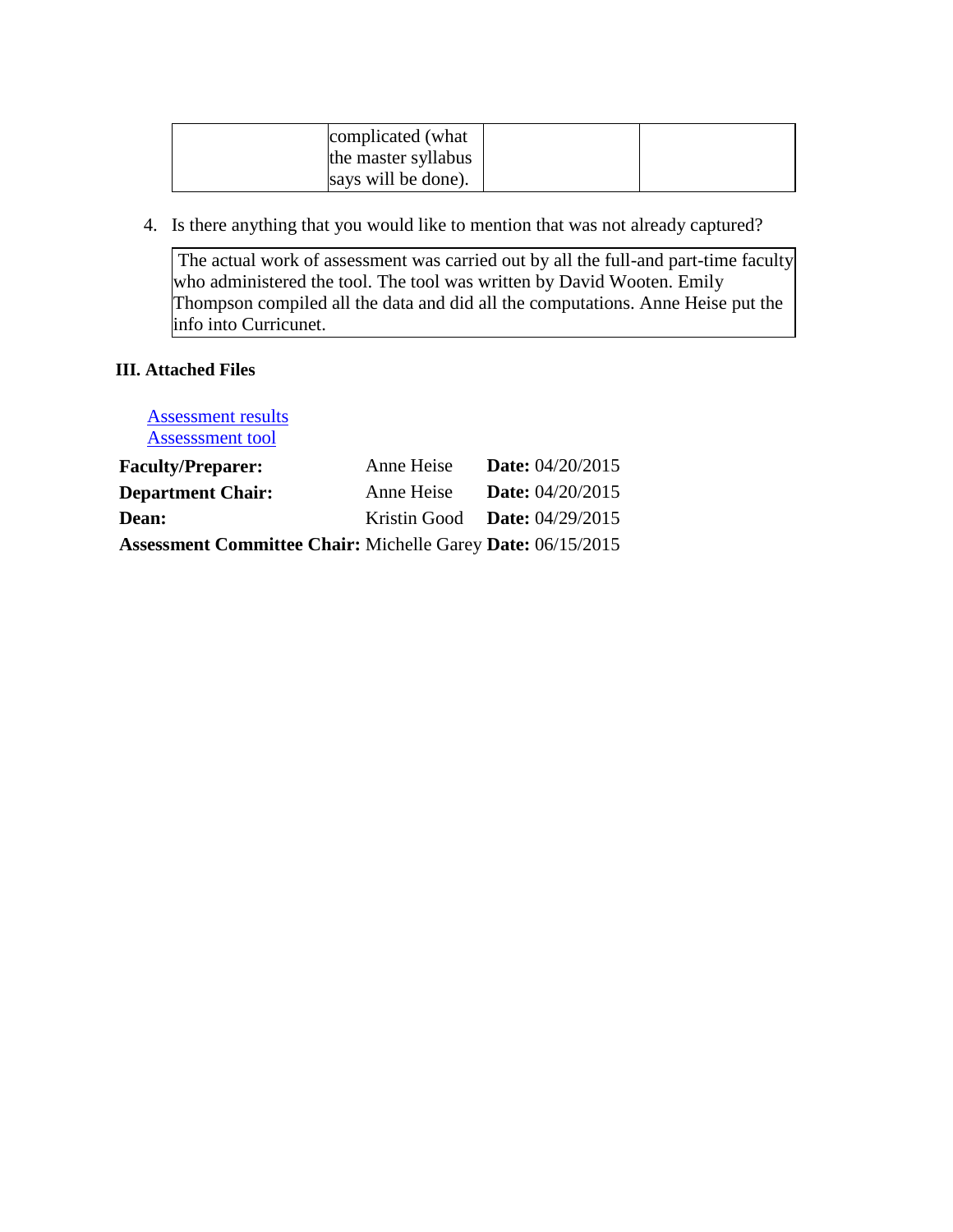| | complicated (what the master syllabus says will be done). | | |
|---|---|---|---|

4. Is there anything that you would like to mention that was not already captured?

| The actual work of assessment was carried out by all the full-and part-time faculty who administered the tool. The tool was written by David Wooten. Emily Thompson compiled all the data and did all the computations. Anne Heise put the info into Curricunet. |
|---|

### III. Attached Files

[Assessment results]
[Assesssment tool]

| | | |
|---|---|---|
| **Faculty/Preparer:** | Anne Heise | **Date:** 04/20/2015 |
| **Department Chair:** | Anne Heise | **Date:** 04/20/2015 |
| **Dean:** | Kristin Good | **Date:** 04/29/2015 |
| **Assessment Committee Chair:** | Michelle Garey | **Date:** 06/15/2015 |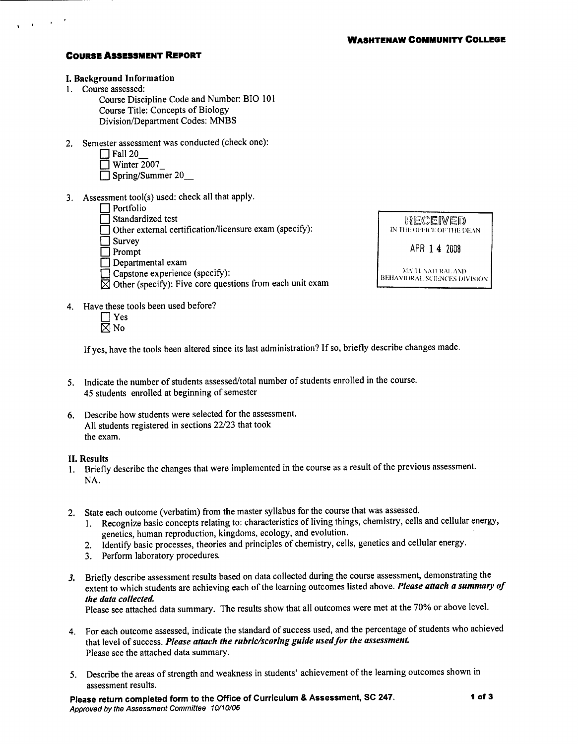**WASHTENAW COMMUNITY COLLEGE**

## COURSE ASSESSMENT REPORT

### I. Background Information

1. Course assessed:
   Course Discipline Code and Number: BIO 101
   Course Title: Concepts of Biology
   Division/Department Codes: MNBS

2. Semester assessment was conducted (check one):
   - ☐ Fall 20__
   - ☐ Winter 2007_
   - ☐ Spring/Summer 20__

3. Assessment tool(s) used: check all that apply.
   - ☐ Portfolio
   - ☐ Standardized test
   - ☐ Other external certification/licensure exam (specify):
   - ☐ Survey
   - ☐ Prompt
   - ☐ Departmental exam
   - ☐ Capstone experience (specify):
   - ☒ Other (specify): Five core questions from each unit exam

RECEIVED
IN THE OFFICE OF THE DEAN
APR 14 2008
MATH, NATURAL AND BEHAVIORAL SCIENCES DIVISION

4. Have these tools been used before?
   - ☐ Yes
   - ☒ No

   If yes, have the tools been altered since its last administration? If so, briefly describe changes made.

5. Indicate the number of students assessed/total number of students enrolled in the course.
   45 students enrolled at beginning of semester

6. Describe how students were selected for the assessment.
   All students registered in sections 22/23 that took the exam.

### II. Results

1. Briefly describe the changes that were implemented in the course as a result of the previous assessment.
   NA.

2. State each outcome (verbatim) from the master syllabus for the course that was assessed.
   1. Recognize basic concepts relating to: characteristics of living things, chemistry, cells and cellular energy, genetics, human reproduction, kingdoms, ecology, and evolution.
   2. Identify basic processes, theories and principles of chemistry, cells, genetics and cellular energy.
   3. Perform laboratory procedures.

3. Briefly describe assessment results based on data collected during the course assessment, demonstrating the extent to which students are achieving each of the learning outcomes listed above. ***Please attach a summary of the data collected.***
   Please see attached data summary. The results show that all outcomes were met at the 70% or above level.

4. For each outcome assessed, indicate the standard of success used, and the percentage of students who achieved that level of success. ***Please attach the rubric/scoring guide used for the assessment.***
   Please see the attached data summary.

5. Describe the areas of strength and weakness in students' achievement of the learning outcomes shown in assessment results.

**Please return completed form to the Office of Curriculum & Assessment, SC 247.**
*Approved by the Assessment Committee 10/10/06*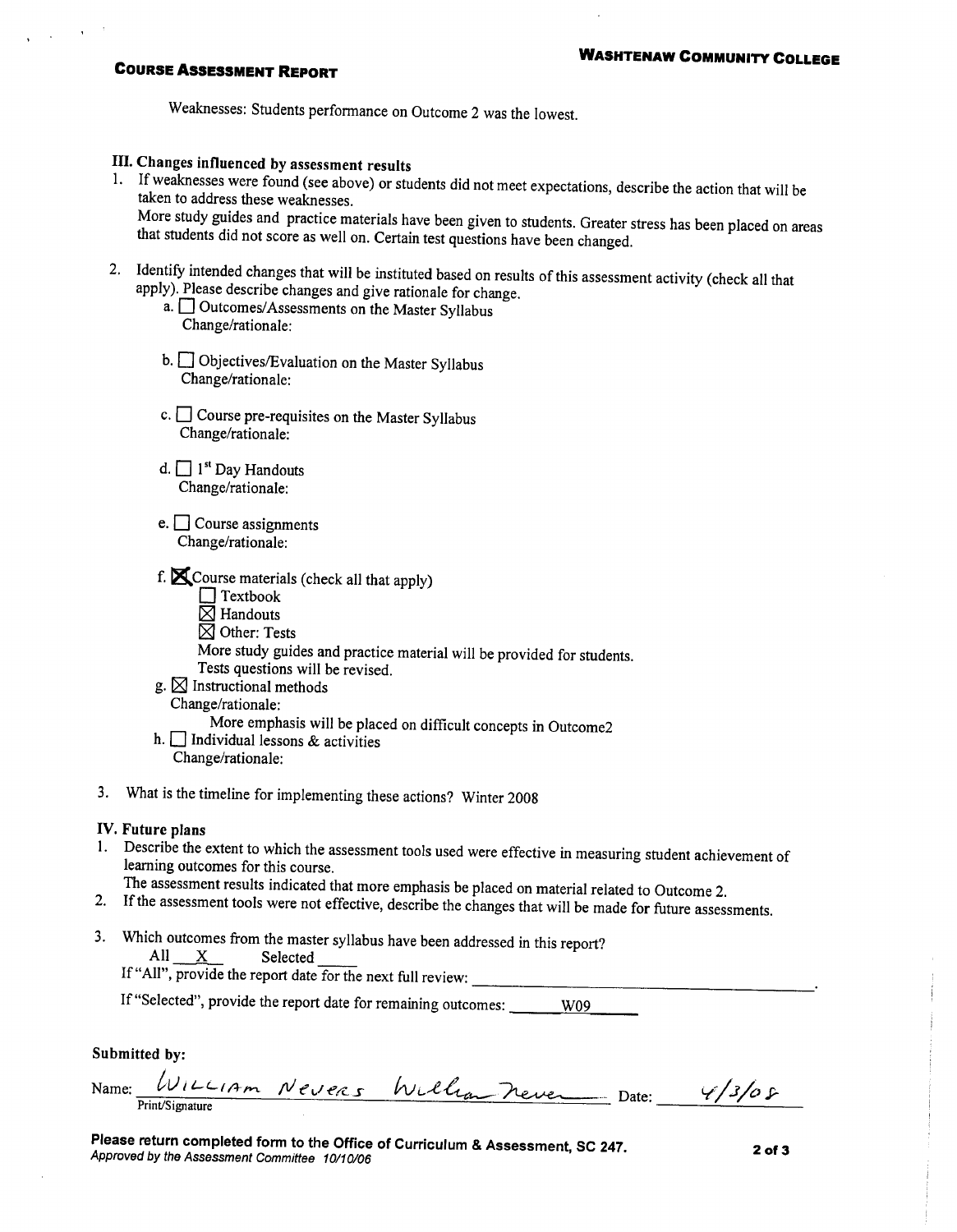Weaknesses: Students performance on Outcome 2 was the lowest.

### III. Changes influenced by assessment results

1. If weaknesses were found (see above) or students did not meet expectations, describe the action that will be taken to address these weaknesses.
   More study guides and practice materials have been given to students. Greater stress has been placed on areas that students did not score as well on. Certain test questions have been changed.

2. Identify intended changes that will be instituted based on results of this assessment activity (check all that apply). Please describe changes and give rationale for change.
   a. ☐ Outcomes/Assessments on the Master Syllabus
      Change/rationale:

   b. ☐ Objectives/Evaluation on the Master Syllabus
      Change/rationale:

   c. ☐ Course pre-requisites on the Master Syllabus
      Change/rationale:

   d. ☐ 1st Day Handouts
      Change/rationale:

   e. ☐ Course assignments
      Change/rationale:

   f. ☒ Course materials (check all that apply)
      ☐ Textbook
      ☒ Handouts
      ☒ Other: Tests
      More study guides and practice material will be provided for students.
      Tests questions will be revised.

   g. ☒ Instructional methods
      Change/rationale:
      More emphasis will be placed on difficult concepts in Outcome2

   h. ☐ Individual lessons & activities
      Change/rationale:

3. What is the timeline for implementing these actions? Winter 2008

### IV. Future plans

1. Describe the extent to which the assessment tools used were effective in measuring student achievement of learning outcomes for this course.
   The assessment results indicated that more emphasis be placed on material related to Outcome 2.
2. If the assessment tools were not effective, describe the changes that will be made for future assessments.

3. Which outcomes from the master syllabus have been addressed in this report?
   All ___X___ Selected _____
   If "All", provide the report date for the next full review: ____________________
   If "Selected", provide the report date for remaining outcomes: ___W09___

**Submitted by:**

Name: William Nevers *William Nevers* Date: 4/3/08
Print/Signature

**Please return completed form to the Office of Curriculum & Assessment, SC 247.**
*Approved by the Assessment Committee 10/10/06*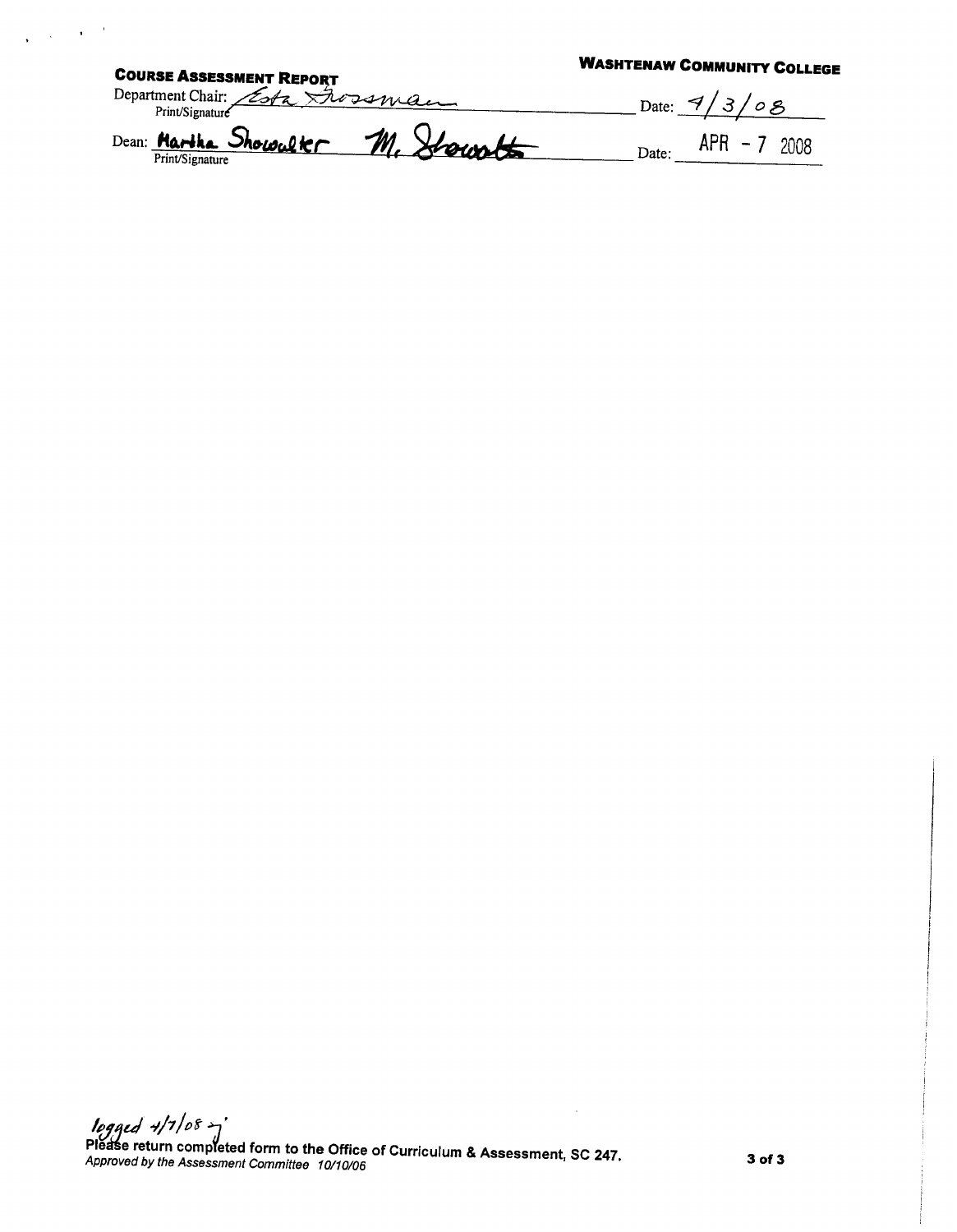**COURSE ASSESSMENT REPORT** **WASHTENAW COMMUNITY COLLEGE**

Department Chair: Esta Grossman Date: 4/3/08
Print/Signature

Dean: Martha Showalter M. Showalter Date: APR - 7 2008
Print/Signature

logged 4/7/08

Please return completed form to the Office of Curriculum & Assessment, SC 247.
*Approved by the Assessment Committee 10/10/06*